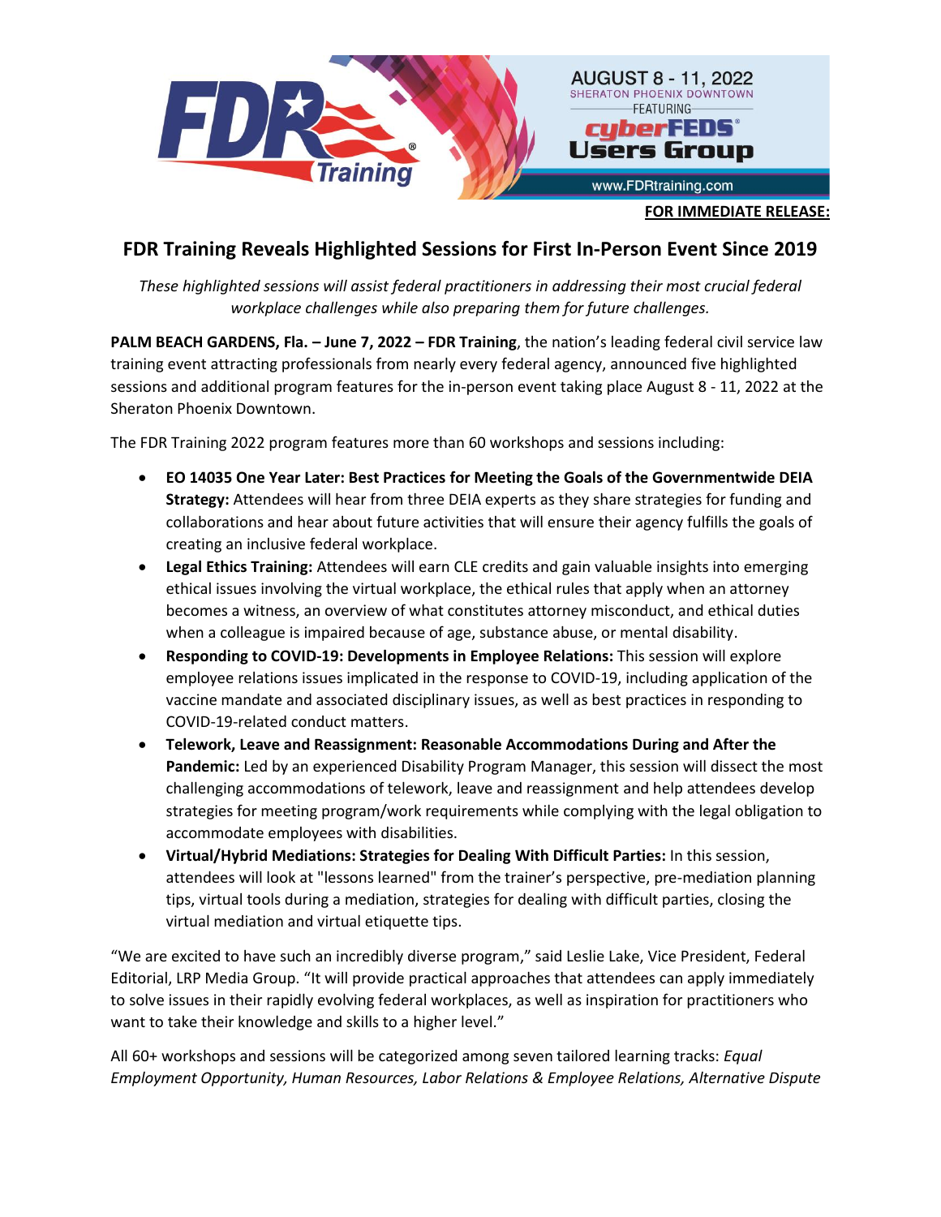AUGUST 8 - 11, 2022
SHERATON PHOENIX DOWNTOWN
FEATURING
cyberFEDS® Users Group
www.FDRtraining.com

**FOR IMMEDIATE RELEASE:**

# FDR Training Reveals Highlighted Sessions for First In-Person Event Since 2019

*These highlighted sessions will assist federal practitioners in addressing their most crucial federal workplace challenges while also preparing them for future challenges.*

**PALM BEACH GARDENS, Fla. – June 7, 2022 – FDR Training**, the nation's leading federal civil service law training event attracting professionals from nearly every federal agency, announced five highlighted sessions and additional program features for the in-person event taking place August 8 - 11, 2022 at the Sheraton Phoenix Downtown.

The FDR Training 2022 program features more than 60 workshops and sessions including:

- **EO 14035 One Year Later: Best Practices for Meeting the Goals of the Governmentwide DEIA Strategy:** Attendees will hear from three DEIA experts as they share strategies for funding and collaborations and hear about future activities that will ensure their agency fulfills the goals of creating an inclusive federal workplace.
- **Legal Ethics Training:** Attendees will earn CLE credits and gain valuable insights into emerging ethical issues involving the virtual workplace, the ethical rules that apply when an attorney becomes a witness, an overview of what constitutes attorney misconduct, and ethical duties when a colleague is impaired because of age, substance abuse, or mental disability.
- **Responding to COVID-19: Developments in Employee Relations:** This session will explore employee relations issues implicated in the response to COVID-19, including application of the vaccine mandate and associated disciplinary issues, as well as best practices in responding to COVID-19-related conduct matters.
- **Telework, Leave and Reassignment: Reasonable Accommodations During and After the Pandemic:** Led by an experienced Disability Program Manager, this session will dissect the most challenging accommodations of telework, leave and reassignment and help attendees develop strategies for meeting program/work requirements while complying with the legal obligation to accommodate employees with disabilities.
- **Virtual/Hybrid Mediations: Strategies for Dealing With Difficult Parties:** In this session, attendees will look at "lessons learned" from the trainer's perspective, pre-mediation planning tips, virtual tools during a mediation, strategies for dealing with difficult parties, closing the virtual mediation and virtual etiquette tips.

"We are excited to have such an incredibly diverse program," said Leslie Lake, Vice President, Federal Editorial, LRP Media Group. "It will provide practical approaches that attendees can apply immediately to solve issues in their rapidly evolving federal workplaces, as well as inspiration for practitioners who want to take their knowledge and skills to a higher level."

All 60+ workshops and sessions will be categorized among seven tailored learning tracks: *Equal Employment Opportunity, Human Resources, Labor Relations & Employee Relations, Alternative Dispute*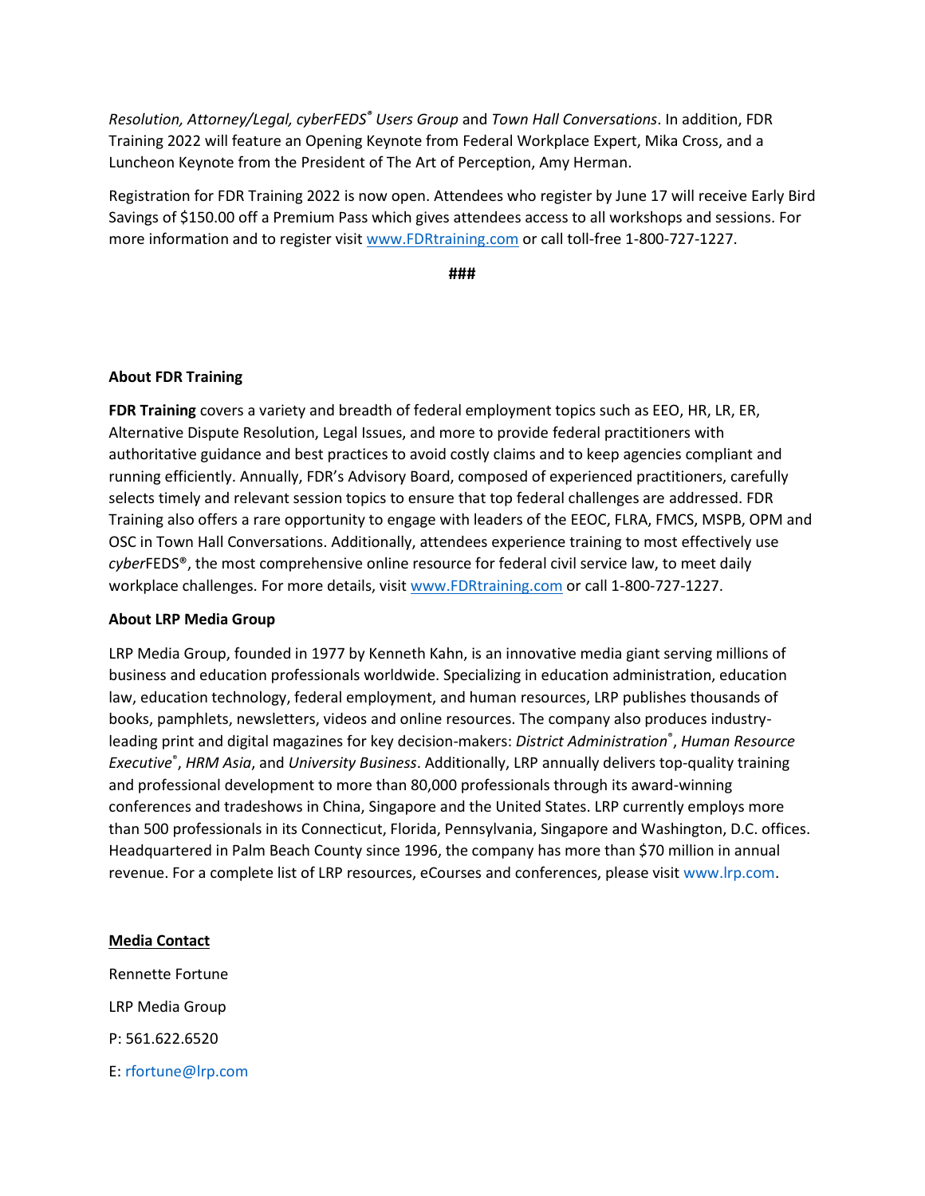*Resolution, Attorney/Legal, cyberFEDS® Users Group* and *Town Hall Conversations*. In addition, FDR Training 2022 will feature an Opening Keynote from Federal Workplace Expert, Mika Cross, and a Luncheon Keynote from the President of The Art of Perception, Amy Herman.

Registration for FDR Training 2022 is now open. Attendees who register by June 17 will receive Early Bird Savings of $150.00 off a Premium Pass which gives attendees access to all workshops and sessions. For more information and to register visit www.FDRtraining.com or call toll-free 1-800-727-1227.

**###**

**About FDR Training**

**FDR Training** covers a variety and breadth of federal employment topics such as EEO, HR, LR, ER, Alternative Dispute Resolution, Legal Issues, and more to provide federal practitioners with authoritative guidance and best practices to avoid costly claims and to keep agencies compliant and running efficiently. Annually, FDR's Advisory Board, composed of experienced practitioners, carefully selects timely and relevant session topics to ensure that top federal challenges are addressed. FDR Training also offers a rare opportunity to engage with leaders of the EEOC, FLRA, FMCS, MSPB, OPM and OSC in Town Hall Conversations. Additionally, attendees experience training to most effectively use *cyber*FEDS®, the most comprehensive online resource for federal civil service law, to meet daily workplace challenges. For more details, visit www.FDRtraining.com or call 1-800-727-1227.

**About LRP Media Group**

LRP Media Group, founded in 1977 by Kenneth Kahn, is an innovative media giant serving millions of business and education professionals worldwide. Specializing in education administration, education law, education technology, federal employment, and human resources, LRP publishes thousands of books, pamphlets, newsletters, videos and online resources. The company also produces industry-leading print and digital magazines for key decision-makers: *District Administration®*, *Human Resource Executive®*, *HRM Asia*, and *University Business*. Additionally, LRP annually delivers top-quality training and professional development to more than 80,000 professionals through its award-winning conferences and tradeshows in China, Singapore and the United States. LRP currently employs more than 500 professionals in its Connecticut, Florida, Pennsylvania, Singapore and Washington, D.C. offices. Headquartered in Palm Beach County since 1996, the company has more than $70 million in annual revenue. For a complete list of LRP resources, eCourses and conferences, please visit www.lrp.com.

**Media Contact**

Rennette Fortune

LRP Media Group

P: 561.622.6520

E: rfortune@lrp.com